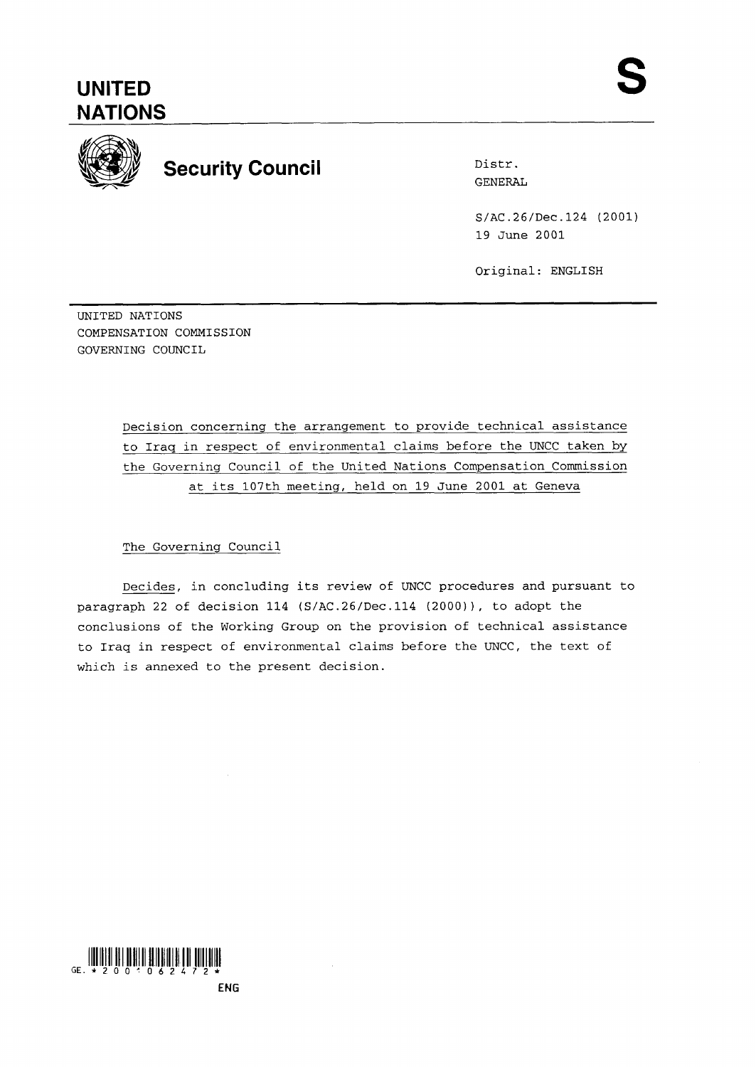# UNITED NATIONS

**S**

## Security Council

Distr.
GENERAL

S/AC.26/Dec.124 (2001)
19 June 2001

Original: ENGLISH

UNITED NATIONS
COMPENSATION COMMISSION
GOVERNING COUNCIL

Decision concerning the arrangement to provide technical assistance to Iraq in respect of environmental claims before the UNCC taken by the Governing Council of the United Nations Compensation Commission at its 107th meeting, held on 19 June 2001 at Geneva

The Governing Council

Decides, in concluding its review of UNCC procedures and pursuant to paragraph 22 of decision 114 (S/AC.26/Dec.114 (2000)), to adopt the conclusions of the Working Group on the provision of technical assistance to Iraq in respect of environmental claims before the UNCC, the text of which is annexed to the present decision.

GE.*2001062472*

ENG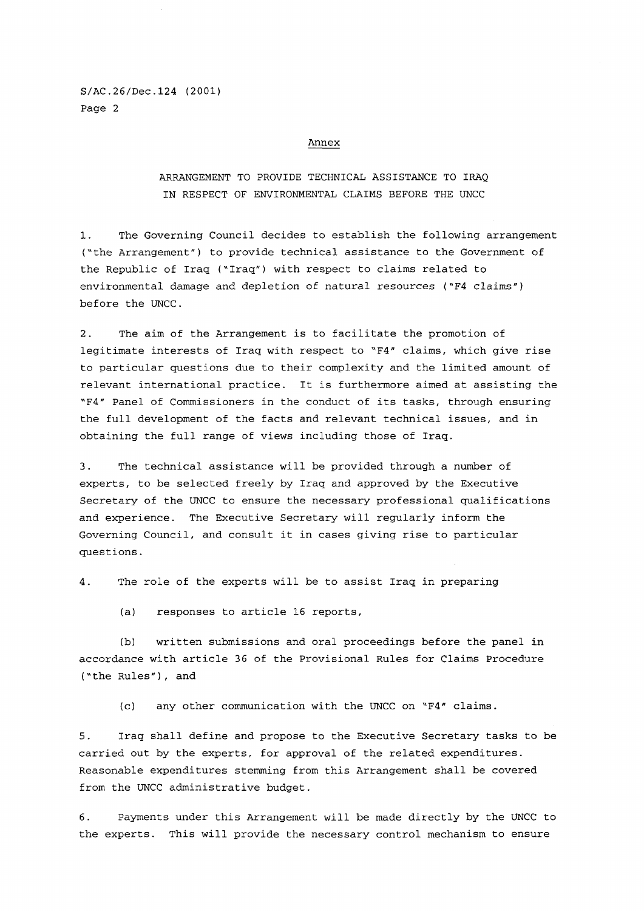## Annex

### ARRANGEMENT TO PROVIDE TECHNICAL ASSISTANCE TO IRAQ IN RESPECT OF ENVIRONMENTAL CLAIMS BEFORE THE UNCC

1. The Governing Council decides to establish the following arrangement ("the Arrangement") to provide technical assistance to the Government of the Republic of Iraq ("Iraq") with respect to claims related to environmental damage and depletion of natural resources ("F4 claims") before the UNCC.

2. The aim of the Arrangement is to facilitate the promotion of legitimate interests of Iraq with respect to "F4" claims, which give rise to particular questions due to their complexity and the limited amount of relevant international practice. It is furthermore aimed at assisting the "F4" Panel of Commissioners in the conduct of its tasks, through ensuring the full development of the facts and relevant technical issues, and in obtaining the full range of views including those of Iraq.

3. The technical assistance will be provided through a number of experts, to be selected freely by Iraq and approved by the Executive Secretary of the UNCC to ensure the necessary professional qualifications and experience. The Executive Secretary will regularly inform the Governing Council, and consult it in cases giving rise to particular questions.

4. The role of the experts will be to assist Iraq in preparing

   (a) responses to article 16 reports,

   (b) written submissions and oral proceedings before the panel in accordance with article 36 of the Provisional Rules for Claims Procedure ("the Rules"), and

   (c) any other communication with the UNCC on "F4" claims.

5. Iraq shall define and propose to the Executive Secretary tasks to be carried out by the experts, for approval of the related expenditures. Reasonable expenditures stemming from this Arrangement shall be covered from the UNCC administrative budget.

6. Payments under this Arrangement will be made directly by the UNCC to the experts. This will provide the necessary control mechanism to ensure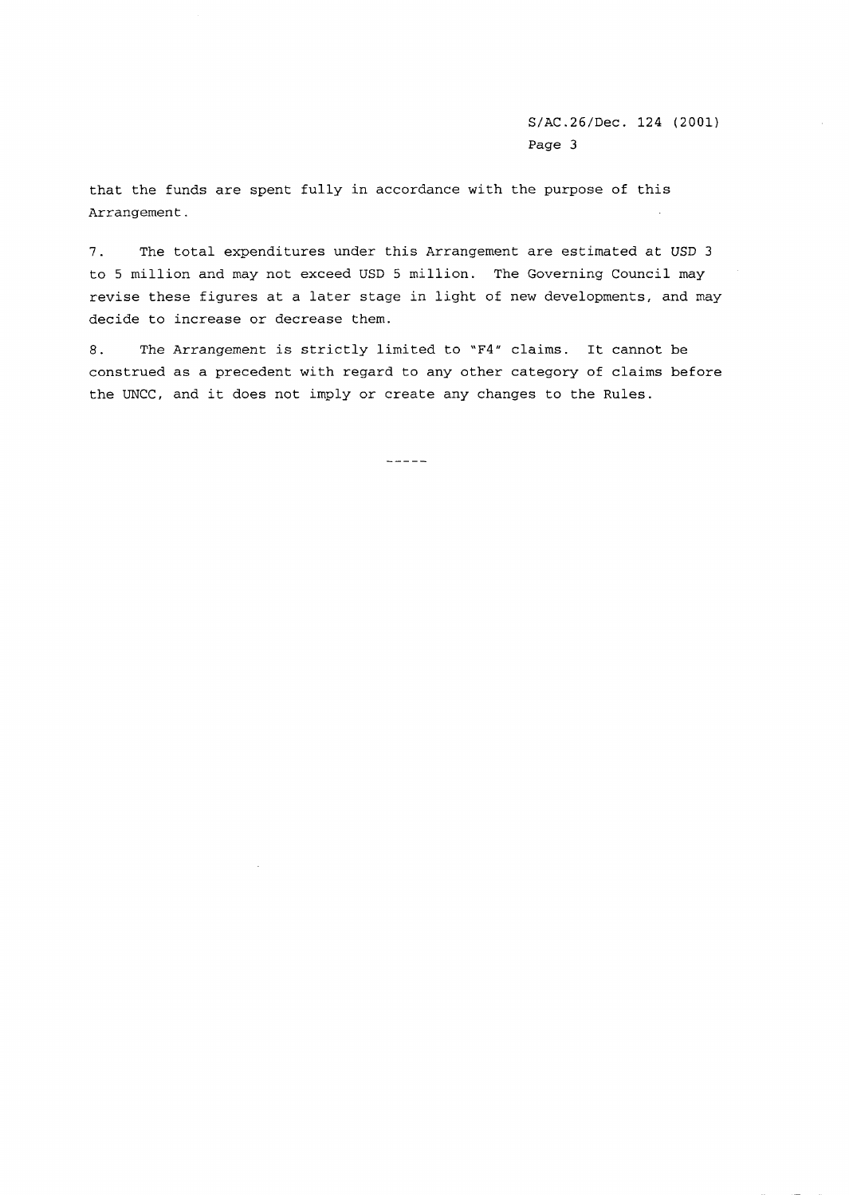that the funds are spent fully in accordance with the purpose of this Arrangement.

7. The total expenditures under this Arrangement are estimated at USD 3 to 5 million and may not exceed USD 5 million. The Governing Council may revise these figures at a later stage in light of new developments, and may decide to increase or decrease them.

8. The Arrangement is strictly limited to "F4" claims. It cannot be construed as a precedent with regard to any other category of claims before the UNCC, and it does not imply or create any changes to the Rules.

-----